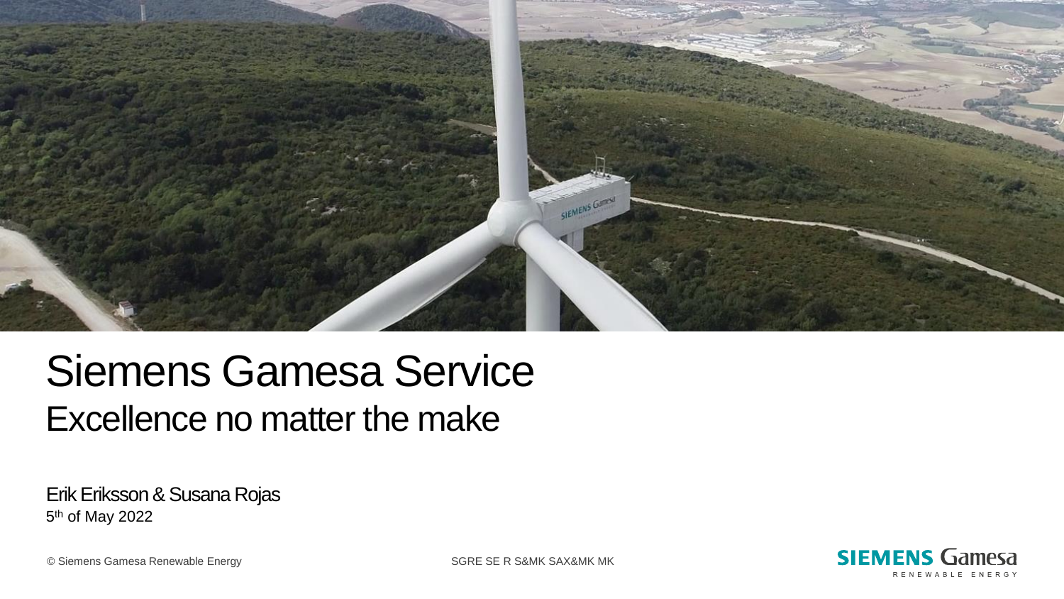# Siemens Gamesa Service

## Excellence no matter the make

Erik Eriksson & Susana Rojas

5th of May 2022

© Siemens Gamesa Renewable Energy

SGRE SE R S&MK SAX&MK MK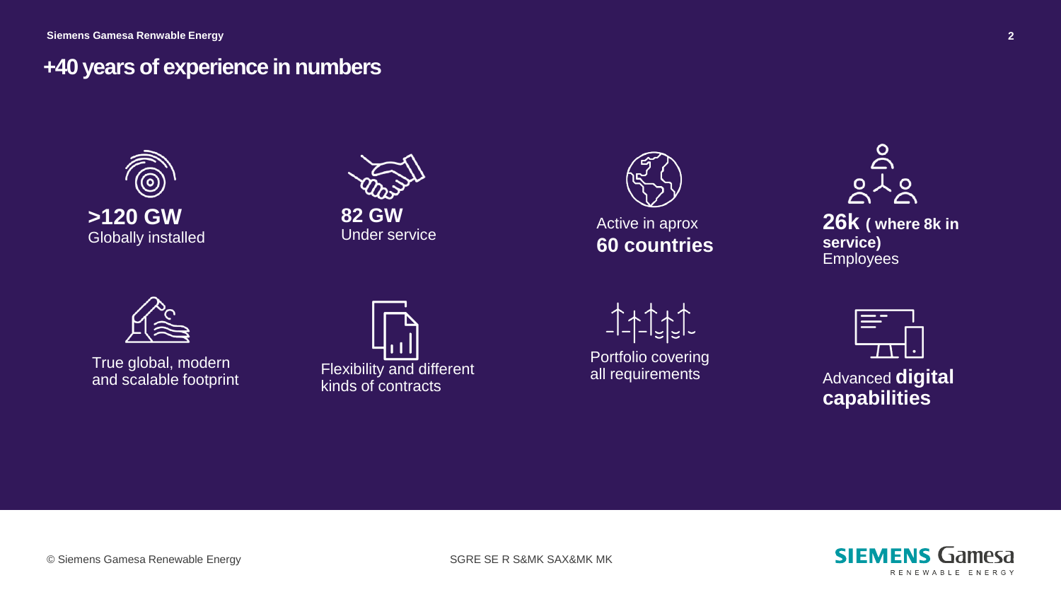# +40 years of experience in numbers

**>120 GW**
Globally installed

**82 GW**
Under service

Active in aprox
**60 countries**

**26k ( where 8k in service)**
Employees

True global, modern and scalable footprint

Flexibility and different kinds of contracts

Portfolio covering all requirements

Advanced **digital capabilities**

© Siemens Gamesa Renewable Energy

SGRE SE R S&MK SAX&MK MK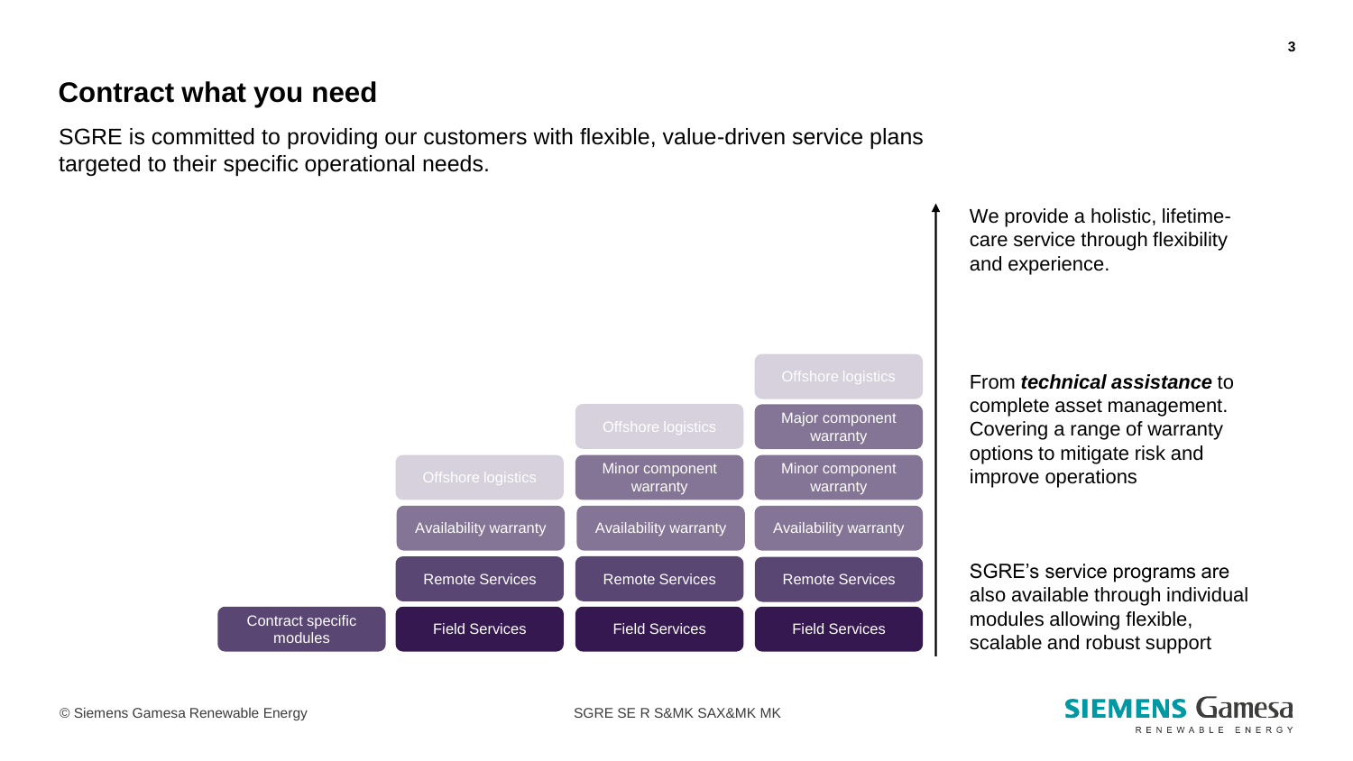## Contract what you need

SGRE is committed to providing our customers with flexible, value-driven service plans targeted to their specific operational needs.

| Contract specific modules | | | |
|---|---|---|---|
| | | | Offshore logistics |
| | | Offshore logistics | Major component warranty |
| | Offshore logistics | Minor component warranty | Minor component warranty |
| | Availability warranty | Availability warranty | Availability warranty |
| | Remote Services | Remote Services | Remote Services |
| Contract specific modules | Field Services | Field Services | Field Services |

We provide a holistic, lifetime-care service through flexibility and experience.

From ***technical assistance*** to complete asset management. Covering a range of warranty options to mitigate risk and improve operations

SGRE's service programs are also available through individual modules allowing flexible, scalable and robust support

© Siemens Gamesa Renewable Energy

SGRE SE R S&MK SAX&MK MK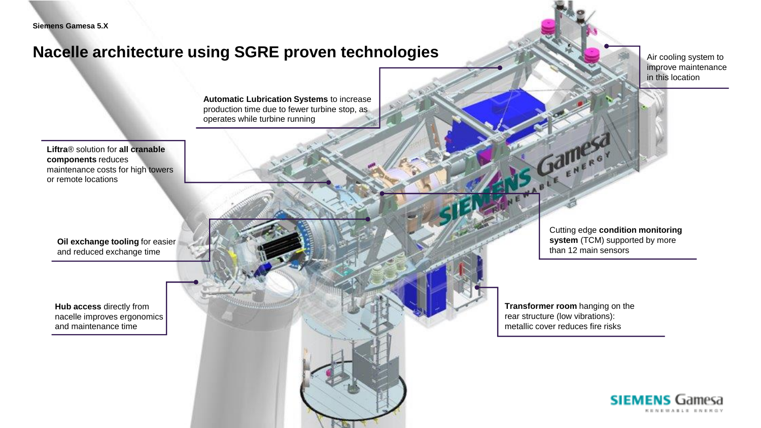Siemens Gamesa 5.X

# Nacelle architecture using SGRE proven technologies

**Automatic Lubrication Systems** to increase production time due to fewer turbine stop, as operates while turbine running

Air cooling system to improve maintenance in this location

Liftra® solution for **all cranable components** reduces maintenance costs for high towers or remote locations

**Oil exchange tooling** for easier and reduced exchange time

Cutting edge **condition monitoring system** (TCM) supported by more than 12 main sensors

**Hub access** directly from nacelle improves ergonomics and maintenance time

**Transformer room** hanging on the rear structure (low vibrations): metallic cover reduces fire risks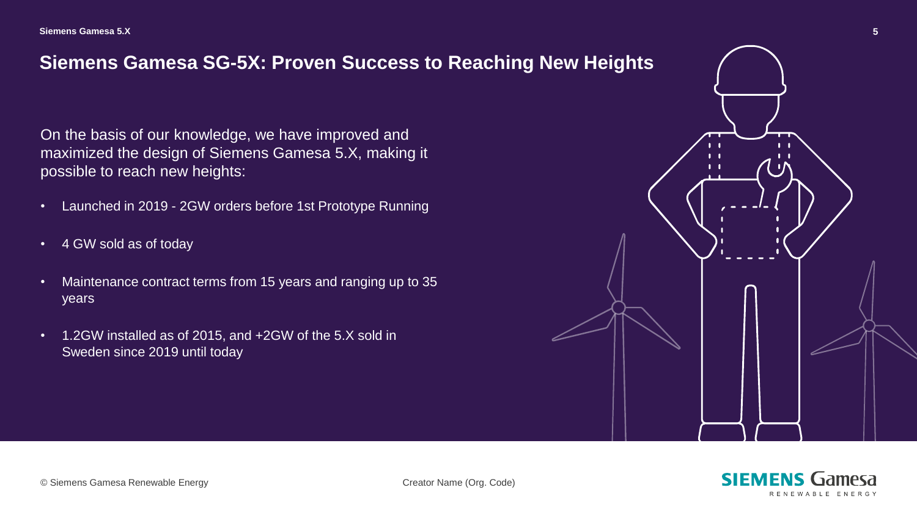## Siemens Gamesa SG-5X: Proven Success to Reaching New Heights

On the basis of our knowledge, we have improved and maximized the design of Siemens Gamesa 5.X, making it possible to reach new heights:

- Launched in 2019 - 2GW orders before 1st Prototype Running
- 4 GW sold as of today
- Maintenance contract terms from 15 years and ranging up to 35 years
- 1.2GW installed as of 2015, and +2GW of the 5.X sold in Sweden since 2019 until today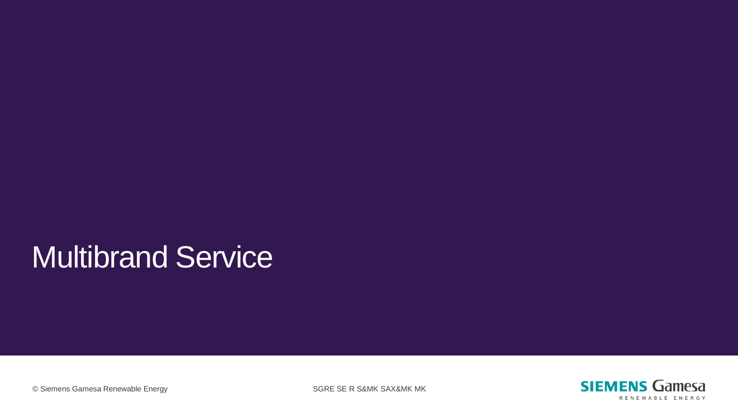# Multibrand Service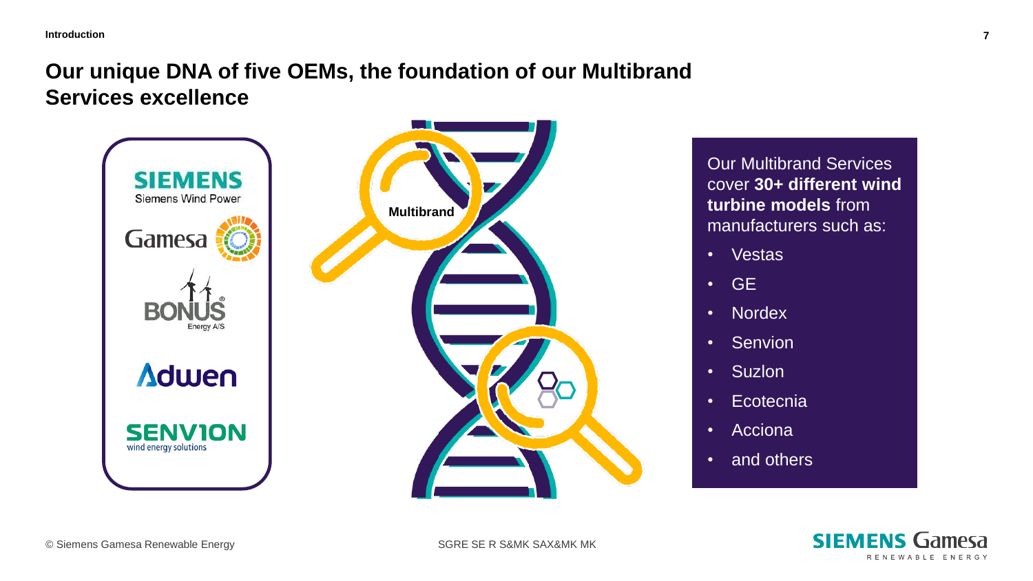# Our unique DNA of five OEMs, the foundation of our Multibrand Services excellence

SIEMENS
Siemens Wind Power

Gamesa

BONUS
Energy A/S

Adwen

SENVION
wind energy solutions

Multibrand

Our Multibrand Services cover **30+ different wind turbine models** from manufacturers such as:

- Vestas
- GE
- Nordex
- Senvion
- Suzlon
- Ecotecnia
- Acciona
- and others

© Siemens Gamesa Renewable Energy

SGRE SE R S&MK SAX&MK MK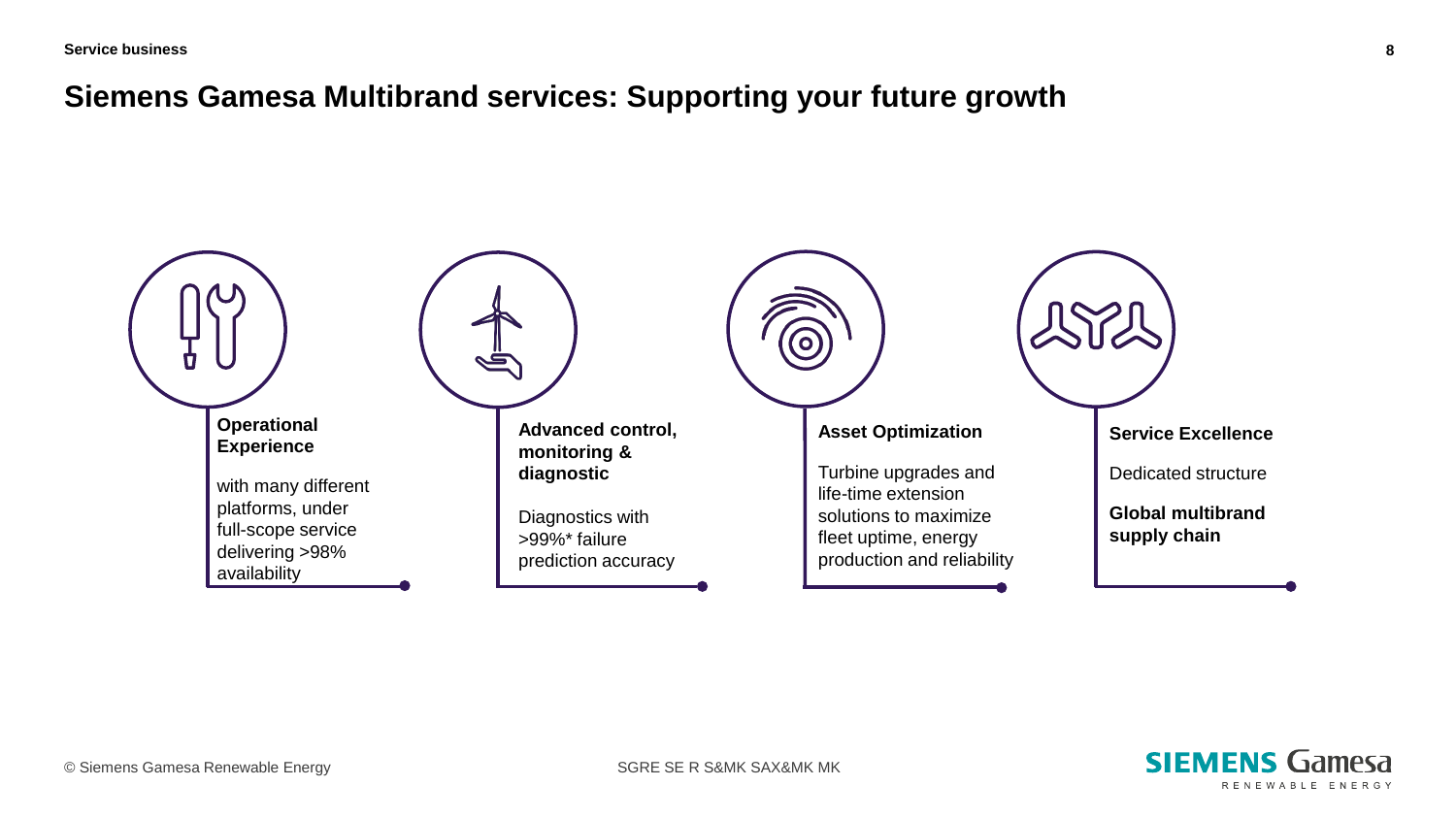# Siemens Gamesa Multibrand services: Supporting your future growth

**Operational Experience**

with many different platforms, under full-scope service delivering >98% availability

**Advanced control, monitoring & diagnostic**

Diagnostics with >99%* failure prediction accuracy

**Asset Optimization**

Turbine upgrades and life-time extension solutions to maximize fleet uptime, energy production and reliability

**Service Excellence**

Dedicated structure

**Global multibrand supply chain**

© Siemens Gamesa Renewable Energy

SGRE SE R S&MK SAX&MK MK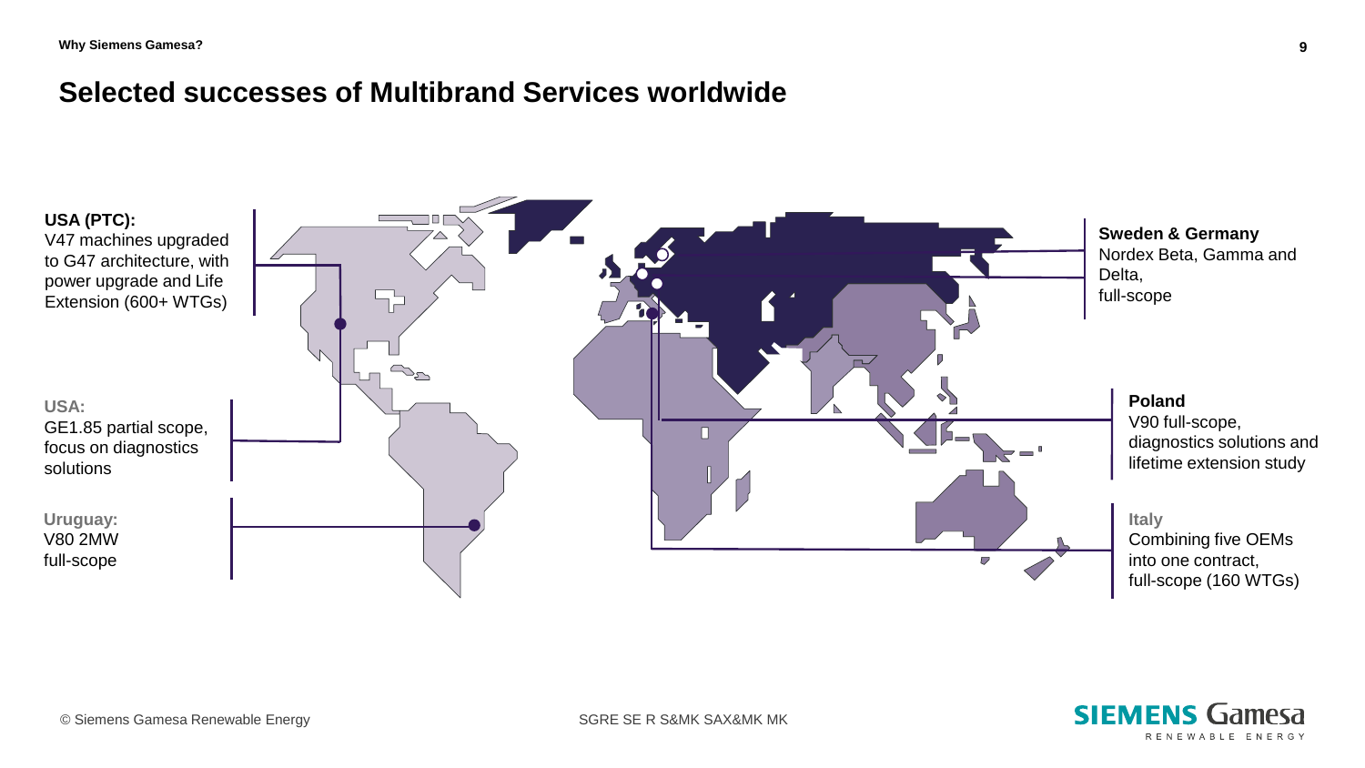## Selected successes of Multibrand Services worldwide

**USA (PTC):**
V47 machines upgraded to G47 architecture, with power upgrade and Life Extension (600+ WTGs)

**USA:**
GE1.85 partial scope, focus on diagnostics solutions

**Uruguay:**
V80 2MW full-scope

**Sweden & Germany**
Nordex Beta, Gamma and Delta, full-scope

**Poland**
V90 full-scope, diagnostics solutions and lifetime extension study

**Italy**
Combining five OEMs into one contract, full-scope (160 WTGs)